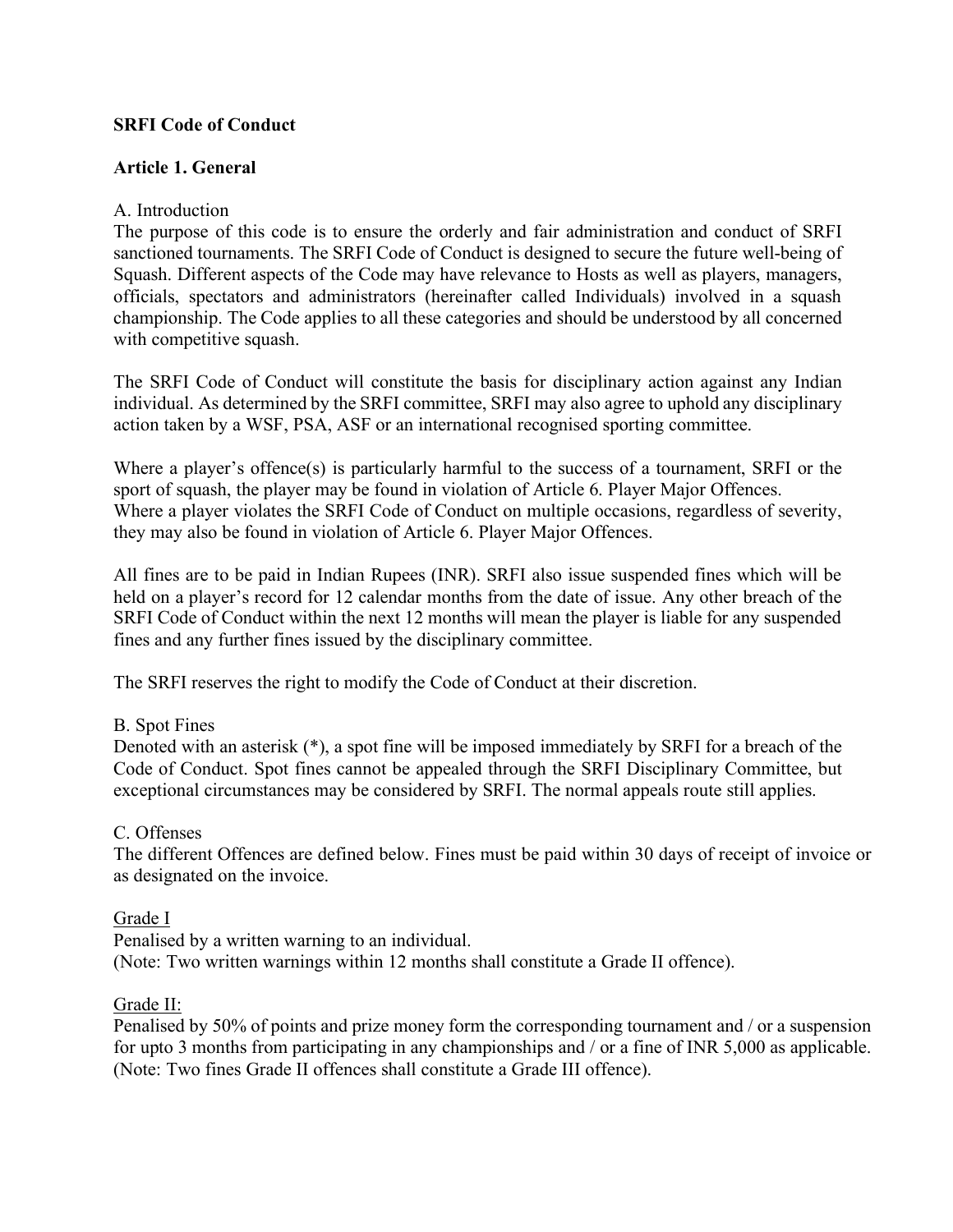**SRFI Code of Conduct**

**Article 1. General**

A. Introduction

The purpose of this code is to ensure the orderly and fair administration and conduct of SRFI sanctioned tournaments. The SRFI Code of Conduct is designed to secure the future well-being of Squash. Different aspects of the Code may have relevance to Hosts as well as players, managers, officials, spectators and administrators (hereinafter called Individuals) involved in a squash championship. The Code applies to all these categories and should be understood by all concerned with competitive squash.

The SRFI Code of Conduct will constitute the basis for disciplinary action against any Indian individual. As determined by the SRFI committee, SRFI may also agree to uphold any disciplinary action taken by a WSF, PSA, ASF or an international recognised sporting committee.

Where a player's offence(s) is particularly harmful to the success of a tournament, SRFI or the sport of squash, the player may be found in violation of Article 6. Player Major Offences.
Where a player violates the SRFI Code of Conduct on multiple occasions, regardless of severity, they may also be found in violation of Article 6. Player Major Offences.

All fines are to be paid in Indian Rupees (INR). SRFI also issue suspended fines which will be held on a player's record for 12 calendar months from the date of issue. Any other breach of the SRFI Code of Conduct within the next 12 months will mean the player is liable for any suspended fines and any further fines issued by the disciplinary committee.

The SRFI reserves the right to modify the Code of Conduct at their discretion.

B. Spot Fines

Denoted with an asterisk (*), a spot fine will be imposed immediately by SRFI for a breach of the Code of Conduct. Spot fines cannot be appealed through the SRFI Disciplinary Committee, but exceptional circumstances may be considered by SRFI. The normal appeals route still applies.

C. Offenses

The different Offences are defined below. Fines must be paid within 30 days of receipt of invoice or as designated on the invoice.

<u>Grade I</u>

Penalised by a written warning to an individual.
(Note: Two written warnings within 12 months shall constitute a Grade II offence).

<u>Grade II:</u>

Penalised by 50% of points and prize money form the corresponding tournament and / or a suspension for upto 3 months from participating in any championships and / or a fine of INR 5,000 as applicable.
(Note: Two fines Grade II offences shall constitute a Grade III offence).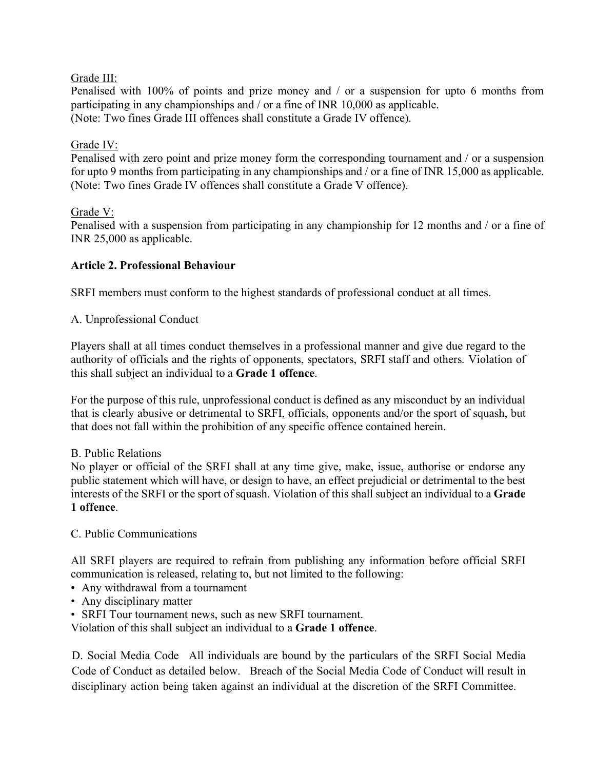Grade III:
Penalised with 100% of points and prize money and / or a suspension for upto 6 months from participating in any championships and / or a fine of INR 10,000 as applicable.
(Note: Two fines Grade III offences shall constitute a Grade IV offence).

Grade IV:
Penalised with zero point and prize money form the corresponding tournament and / or a suspension for upto 9 months from participating in any championships and / or a fine of INR 15,000 as applicable.
(Note: Two fines Grade IV offences shall constitute a Grade V offence).

Grade V:
Penalised with a suspension from participating in any championship for 12 months and / or a fine of INR 25,000 as applicable.

### Article 2. Professional Behaviour

SRFI members must conform to the highest standards of professional conduct at all times.

A. Unprofessional Conduct

Players shall at all times conduct themselves in a professional manner and give due regard to the authority of officials and the rights of opponents, spectators, SRFI staff and others. Violation of this shall subject an individual to a **Grade 1 offence**.

For the purpose of this rule, unprofessional conduct is defined as any misconduct by an individual that is clearly abusive or detrimental to SRFI, officials, opponents and/or the sport of squash, but that does not fall within the prohibition of any specific offence contained herein.

B. Public Relations
No player or official of the SRFI shall at any time give, make, issue, authorise or endorse any public statement which will have, or design to have, an effect prejudicial or detrimental to the best interests of the SRFI or the sport of squash. Violation of this shall subject an individual to a **Grade 1 offence**.

C. Public Communications

All SRFI players are required to refrain from publishing any information before official SRFI communication is released, relating to, but not limited to the following:
- Any withdrawal from a tournament
- Any disciplinary matter
- SRFI Tour tournament news, such as new SRFI tournament.

Violation of this shall subject an individual to a **Grade 1 offence**.

D. Social Media Code All individuals are bound by the particulars of the SRFI Social Media Code of Conduct as detailed below. Breach of the Social Media Code of Conduct will result in disciplinary action being taken against an individual at the discretion of the SRFI Committee.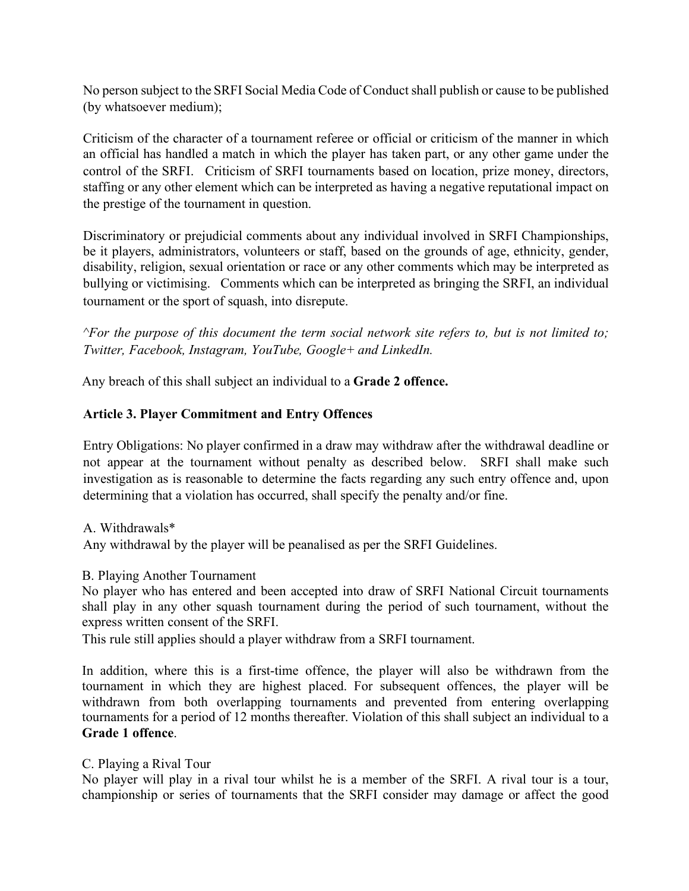No person subject to the SRFI Social Media Code of Conduct shall publish or cause to be published (by whatsoever medium);

Criticism of the character of a tournament referee or official or criticism of the manner in which an official has handled a match in which the player has taken part, or any other game under the control of the SRFI. Criticism of SRFI tournaments based on location, prize money, directors, staffing or any other element which can be interpreted as having a negative reputational impact on the prestige of the tournament in question.

Discriminatory or prejudicial comments about any individual involved in SRFI Championships, be it players, administrators, volunteers or staff, based on the grounds of age, ethnicity, gender, disability, religion, sexual orientation or race or any other comments which may be interpreted as bullying or victimising. Comments which can be interpreted as bringing the SRFI, an individual tournament or the sport of squash, into disrepute.

*^For the purpose of this document the term social network site refers to, but is not limited to; Twitter, Facebook, Instagram, YouTube, Google+ and LinkedIn.*

Any breach of this shall subject an individual to a **Grade 2 offence.**

### Article 3. Player Commitment and Entry Offences

Entry Obligations: No player confirmed in a draw may withdraw after the withdrawal deadline or not appear at the tournament without penalty as described below. SRFI shall make such investigation as is reasonable to determine the facts regarding any such entry offence and, upon determining that a violation has occurred, shall specify the penalty and/or fine.

A. Withdrawals*
Any withdrawal by the player will be peanalised as per the SRFI Guidelines.

B. Playing Another Tournament
No player who has entered and been accepted into draw of SRFI National Circuit tournaments shall play in any other squash tournament during the period of such tournament, without the express written consent of the SRFI.
This rule still applies should a player withdraw from a SRFI tournament.

In addition, where this is a first-time offence, the player will also be withdrawn from the tournament in which they are highest placed. For subsequent offences, the player will be withdrawn from both overlapping tournaments and prevented from entering overlapping tournaments for a period of 12 months thereafter. Violation of this shall subject an individual to a **Grade 1 offence**.

C. Playing a Rival Tour
No player will play in a rival tour whilst he is a member of the SRFI. A rival tour is a tour, championship or series of tournaments that the SRFI consider may damage or affect the good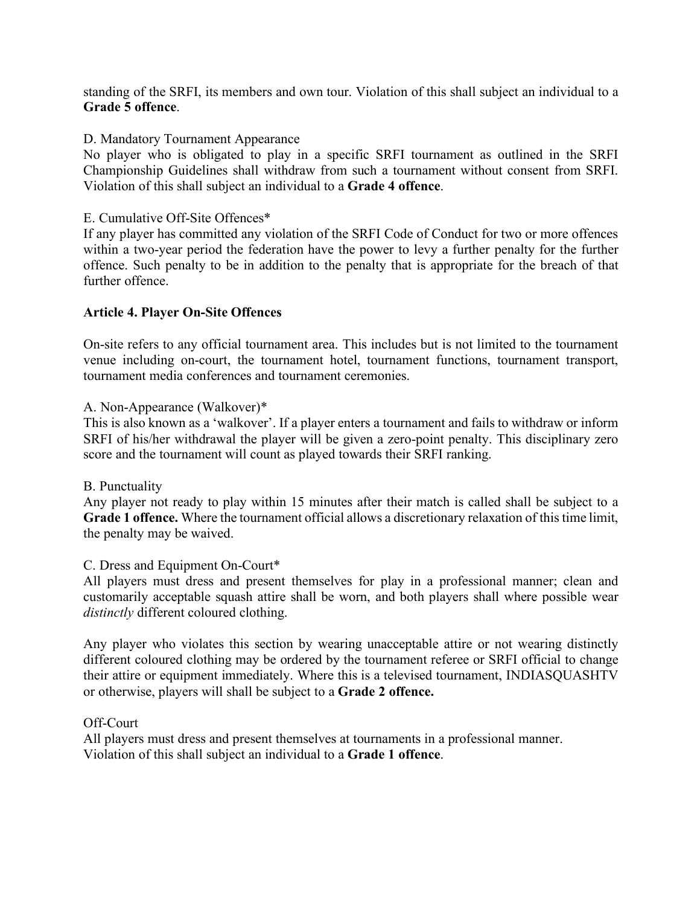standing of the SRFI, its members and own tour. Violation of this shall subject an individual to a **Grade 5 offence**.

D. Mandatory Tournament Appearance
No player who is obligated to play in a specific SRFI tournament as outlined in the SRFI Championship Guidelines shall withdraw from such a tournament without consent from SRFI. Violation of this shall subject an individual to a **Grade 4 offence**.

E. Cumulative Off-Site Offences*
If any player has committed any violation of the SRFI Code of Conduct for two or more offences within a two-year period the federation have the power to levy a further penalty for the further offence. Such penalty to be in addition to the penalty that is appropriate for the breach of that further offence.

**Article 4. Player On-Site Offences**

On-site refers to any official tournament area. This includes but is not limited to the tournament venue including on-court, the tournament hotel, tournament functions, tournament transport, tournament media conferences and tournament ceremonies.

A. Non-Appearance (Walkover)*
This is also known as a 'walkover'. If a player enters a tournament and fails to withdraw or inform SRFI of his/her withdrawal the player will be given a zero-point penalty. This disciplinary zero score and the tournament will count as played towards their SRFI ranking.

B. Punctuality
Any player not ready to play within 15 minutes after their match is called shall be subject to a **Grade 1 offence.** Where the tournament official allows a discretionary relaxation of this time limit, the penalty may be waived.

C. Dress and Equipment On-Court*
All players must dress and present themselves for play in a professional manner; clean and customarily acceptable squash attire shall be worn, and both players shall where possible wear *distinctly* different coloured clothing.

Any player who violates this section by wearing unacceptable attire or not wearing distinctly different coloured clothing may be ordered by the tournament referee or SRFI official to change their attire or equipment immediately. Where this is a televised tournament, INDIASQUASHTV or otherwise, players will shall be subject to a **Grade 2 offence.**

Off-Court
All players must dress and present themselves at tournaments in a professional manner.
Violation of this shall subject an individual to a **Grade 1 offence**.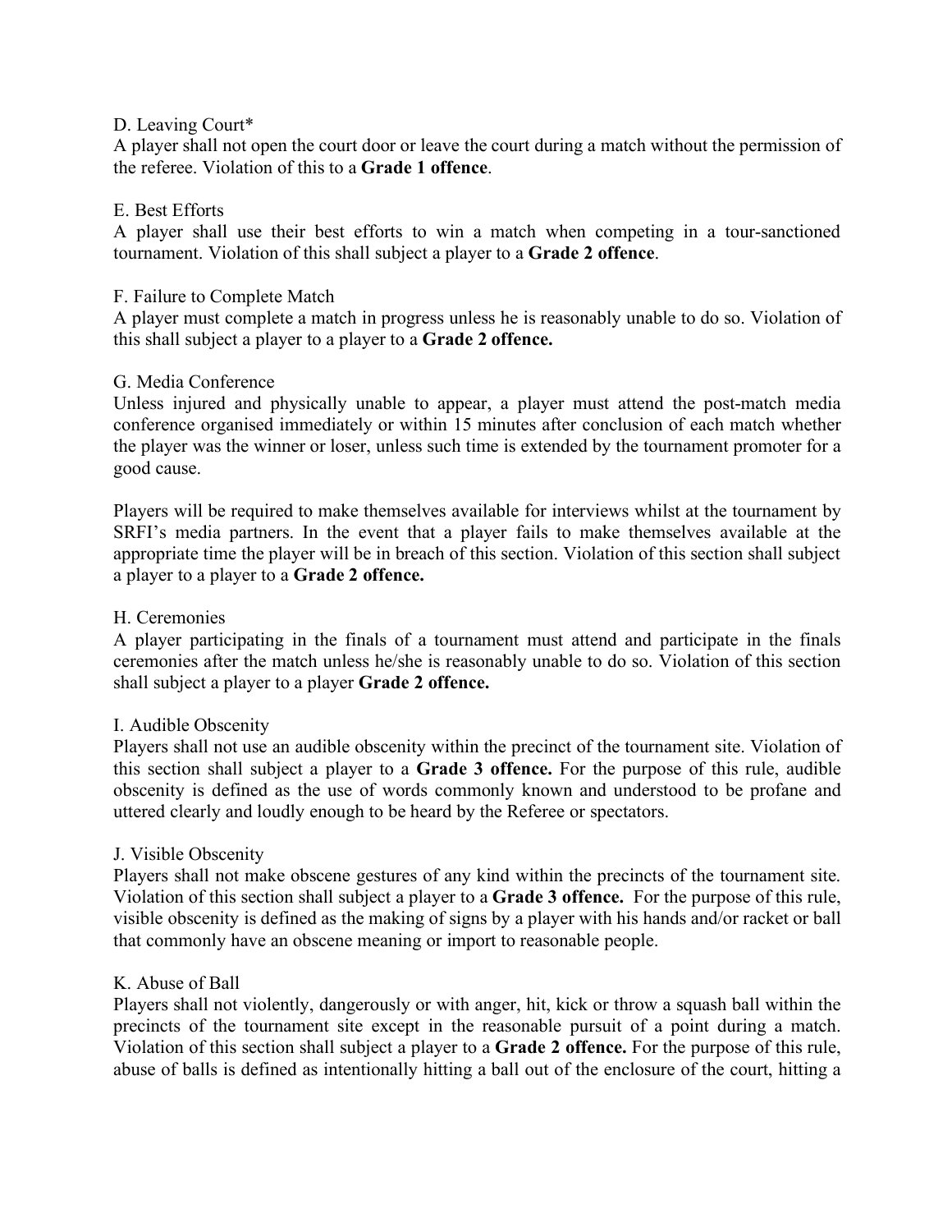D. Leaving Court*

A player shall not open the court door or leave the court during a match without the permission of the referee. Violation of this to a **Grade 1 offence**.

E. Best Efforts

A player shall use their best efforts to win a match when competing in a tour-sanctioned tournament. Violation of this shall subject a player to a **Grade 2 offence**.

F. Failure to Complete Match

A player must complete a match in progress unless he is reasonably unable to do so. Violation of this shall subject a player to a player to a **Grade 2 offence.**

G. Media Conference

Unless injured and physically unable to appear, a player must attend the post-match media conference organised immediately or within 15 minutes after conclusion of each match whether the player was the winner or loser, unless such time is extended by the tournament promoter for a good cause.

Players will be required to make themselves available for interviews whilst at the tournament by SRFI's media partners. In the event that a player fails to make themselves available at the appropriate time the player will be in breach of this section. Violation of this section shall subject a player to a player to a **Grade 2 offence.**

H. Ceremonies

A player participating in the finals of a tournament must attend and participate in the finals ceremonies after the match unless he/she is reasonably unable to do so. Violation of this section shall subject a player to a player **Grade 2 offence.**

I. Audible Obscenity

Players shall not use an audible obscenity within the precinct of the tournament site. Violation of this section shall subject a player to a **Grade 3 offence.** For the purpose of this rule, audible obscenity is defined as the use of words commonly known and understood to be profane and uttered clearly and loudly enough to be heard by the Referee or spectators.

J. Visible Obscenity

Players shall not make obscene gestures of any kind within the precincts of the tournament site. Violation of this section shall subject a player to a **Grade 3 offence.** For the purpose of this rule, visible obscenity is defined as the making of signs by a player with his hands and/or racket or ball that commonly have an obscene meaning or import to reasonable people.

K. Abuse of Ball

Players shall not violently, dangerously or with anger, hit, kick or throw a squash ball within the precincts of the tournament site except in the reasonable pursuit of a point during a match. Violation of this section shall subject a player to a **Grade 2 offence.** For the purpose of this rule, abuse of balls is defined as intentionally hitting a ball out of the enclosure of the court, hitting a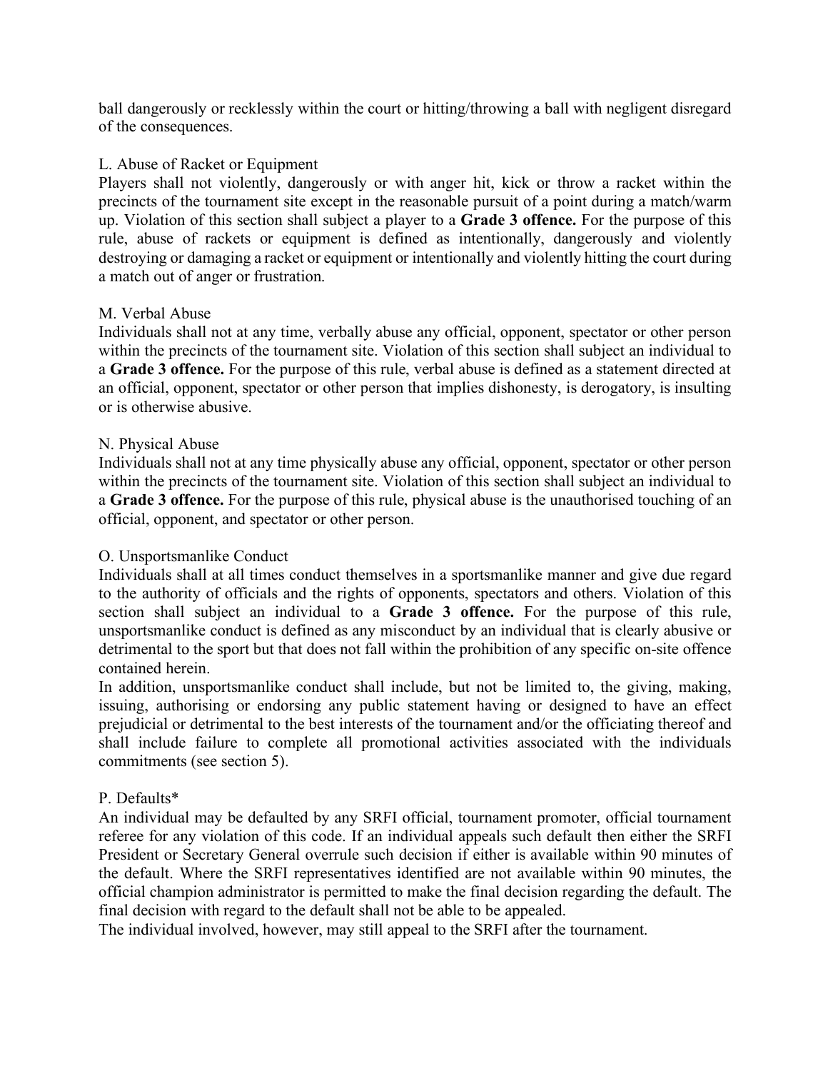ball dangerously or recklessly within the court or hitting/throwing a ball with negligent disregard of the consequences.

L. Abuse of Racket or Equipment

Players shall not violently, dangerously or with anger hit, kick or throw a racket within the precincts of the tournament site except in the reasonable pursuit of a point during a match/warm up. Violation of this section shall subject a player to a **Grade 3 offence.** For the purpose of this rule, abuse of rackets or equipment is defined as intentionally, dangerously and violently destroying or damaging a racket or equipment or intentionally and violently hitting the court during a match out of anger or frustration.

M. Verbal Abuse

Individuals shall not at any time, verbally abuse any official, opponent, spectator or other person within the precincts of the tournament site. Violation of this section shall subject an individual to a **Grade 3 offence.** For the purpose of this rule, verbal abuse is defined as a statement directed at an official, opponent, spectator or other person that implies dishonesty, is derogatory, is insulting or is otherwise abusive.

N. Physical Abuse

Individuals shall not at any time physically abuse any official, opponent, spectator or other person within the precincts of the tournament site. Violation of this section shall subject an individual to a **Grade 3 offence.** For the purpose of this rule, physical abuse is the unauthorised touching of an official, opponent, and spectator or other person.

O. Unsportsmanlike Conduct

Individuals shall at all times conduct themselves in a sportsmanlike manner and give due regard to the authority of officials and the rights of opponents, spectators and others. Violation of this section shall subject an individual to a **Grade 3 offence.** For the purpose of this rule, unsportsmanlike conduct is defined as any misconduct by an individual that is clearly abusive or detrimental to the sport but that does not fall within the prohibition of any specific on-site offence contained herein.

In addition, unsportsmanlike conduct shall include, but not be limited to, the giving, making, issuing, authorising or endorsing any public statement having or designed to have an effect prejudicial or detrimental to the best interests of the tournament and/or the officiating thereof and shall include failure to complete all promotional activities associated with the individuals commitments (see section 5).

P. Defaults*

An individual may be defaulted by any SRFI official, tournament promoter, official tournament referee for any violation of this code. If an individual appeals such default then either the SRFI President or Secretary General overrule such decision if either is available within 90 minutes of the default. Where the SRFI representatives identified are not available within 90 minutes, the official champion administrator is permitted to make the final decision regarding the default. The final decision with regard to the default shall not be able to be appealed.

The individual involved, however, may still appeal to the SRFI after the tournament.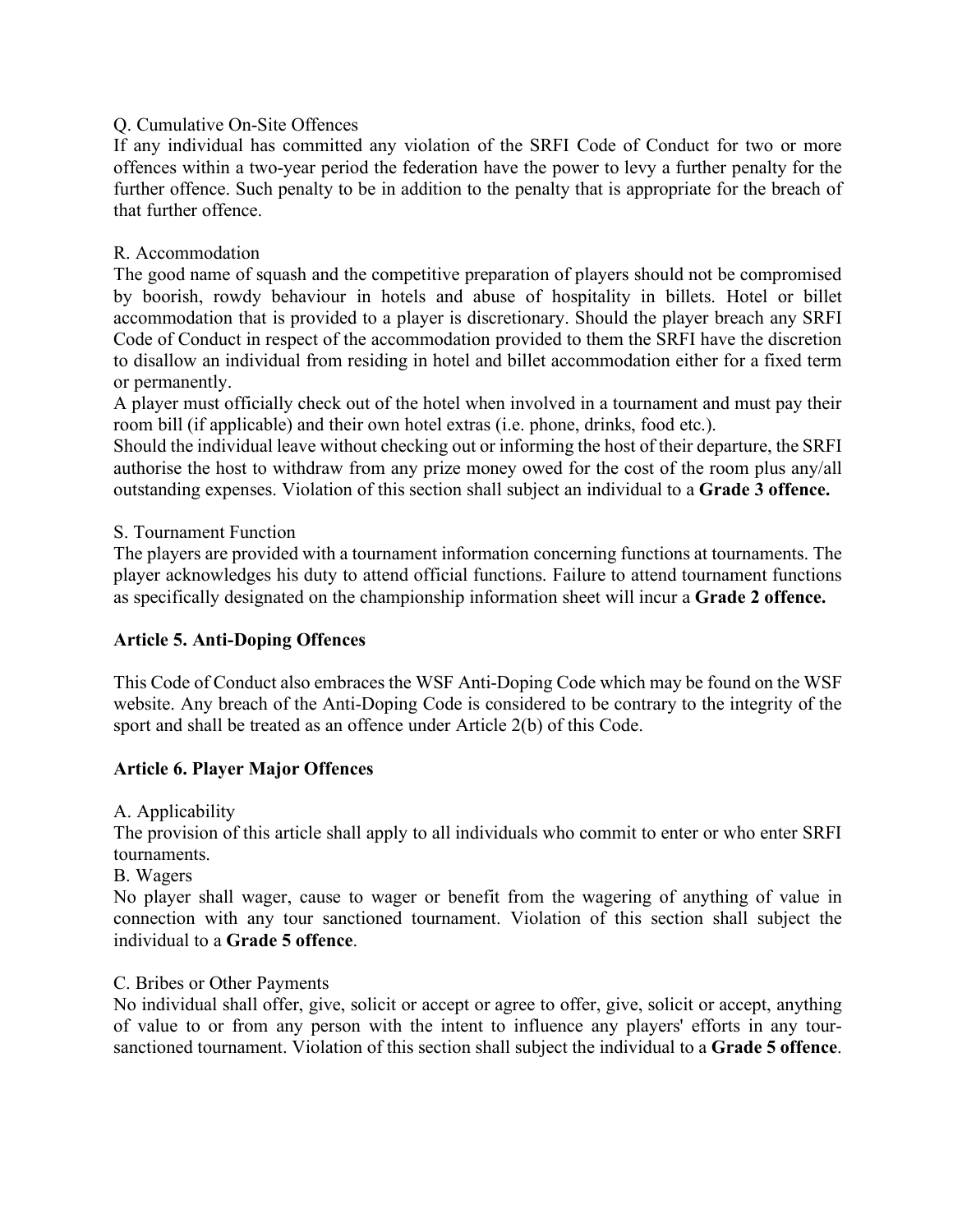Q. Cumulative On-Site Offences

If any individual has committed any violation of the SRFI Code of Conduct for two or more offences within a two-year period the federation have the power to levy a further penalty for the further offence. Such penalty to be in addition to the penalty that is appropriate for the breach of that further offence.

R. Accommodation

The good name of squash and the competitive preparation of players should not be compromised by boorish, rowdy behaviour in hotels and abuse of hospitality in billets. Hotel or billet accommodation that is provided to a player is discretionary. Should the player breach any SRFI Code of Conduct in respect of the accommodation provided to them the SRFI have the discretion to disallow an individual from residing in hotel and billet accommodation either for a fixed term or permanently.

A player must officially check out of the hotel when involved in a tournament and must pay their room bill (if applicable) and their own hotel extras (i.e. phone, drinks, food etc.).

Should the individual leave without checking out or informing the host of their departure, the SRFI authorise the host to withdraw from any prize money owed for the cost of the room plus any/all outstanding expenses. Violation of this section shall subject an individual to a **Grade 3 offence.**

S. Tournament Function

The players are provided with a tournament information concerning functions at tournaments. The player acknowledges his duty to attend official functions. Failure to attend tournament functions as specifically designated on the championship information sheet will incur a **Grade 2 offence.**

## Article 5. Anti-Doping Offences

This Code of Conduct also embraces the WSF Anti-Doping Code which may be found on the WSF website. Any breach of the Anti-Doping Code is considered to be contrary to the integrity of the sport and shall be treated as an offence under Article 2(b) of this Code.

## Article 6. Player Major Offences

A. Applicability

The provision of this article shall apply to all individuals who commit to enter or who enter SRFI tournaments.

B. Wagers

No player shall wager, cause to wager or benefit from the wagering of anything of value in connection with any tour sanctioned tournament. Violation of this section shall subject the individual to a **Grade 5 offence**.

C. Bribes or Other Payments

No individual shall offer, give, solicit or accept or agree to offer, give, solicit or accept, anything of value to or from any person with the intent to influence any players' efforts in any tour-sanctioned tournament. Violation of this section shall subject the individual to a **Grade 5 offence**.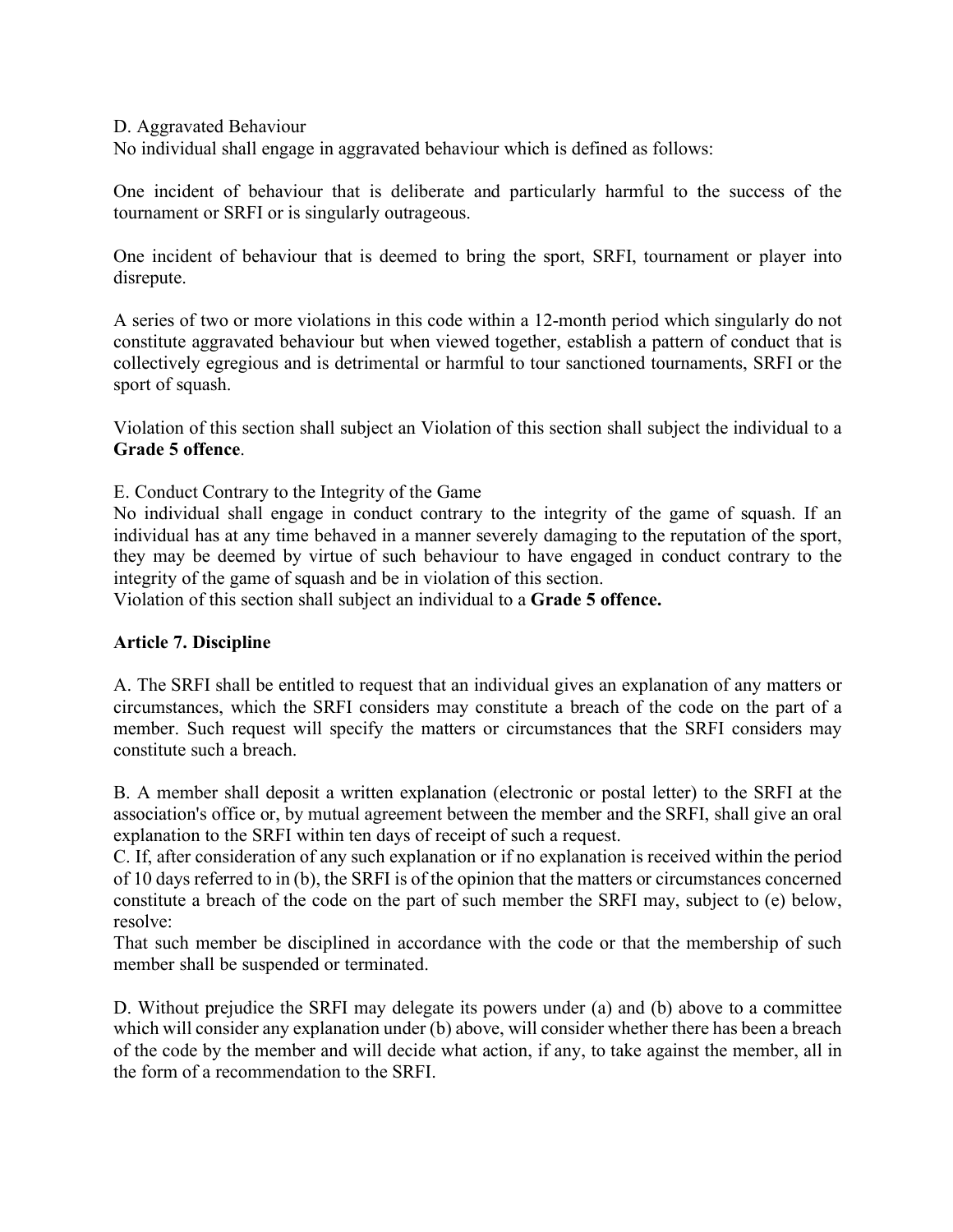D. Aggravated Behaviour

No individual shall engage in aggravated behaviour which is defined as follows:

One incident of behaviour that is deliberate and particularly harmful to the success of the tournament or SRFI or is singularly outrageous.

One incident of behaviour that is deemed to bring the sport, SRFI, tournament or player into disrepute.

A series of two or more violations in this code within a 12-month period which singularly do not constitute aggravated behaviour but when viewed together, establish a pattern of conduct that is collectively egregious and is detrimental or harmful to tour sanctioned tournaments, SRFI or the sport of squash.

Violation of this section shall subject an Violation of this section shall subject the individual to a **Grade 5 offence**.

E. Conduct Contrary to the Integrity of the Game

No individual shall engage in conduct contrary to the integrity of the game of squash. If an individual has at any time behaved in a manner severely damaging to the reputation of the sport, they may be deemed by virtue of such behaviour to have engaged in conduct contrary to the integrity of the game of squash and be in violation of this section.

Violation of this section shall subject an individual to a **Grade 5 offence.**

**Article 7. Discipline**

A. The SRFI shall be entitled to request that an individual gives an explanation of any matters or circumstances, which the SRFI considers may constitute a breach of the code on the part of a member. Such request will specify the matters or circumstances that the SRFI considers may constitute such a breach.

B. A member shall deposit a written explanation (electronic or postal letter) to the SRFI at the association's office or, by mutual agreement between the member and the SRFI, shall give an oral explanation to the SRFI within ten days of receipt of such a request.

C. If, after consideration of any such explanation or if no explanation is received within the period of 10 days referred to in (b), the SRFI is of the opinion that the matters or circumstances concerned constitute a breach of the code on the part of such member the SRFI may, subject to (e) below, resolve:

That such member be disciplined in accordance with the code or that the membership of such member shall be suspended or terminated.

D. Without prejudice the SRFI may delegate its powers under (a) and (b) above to a committee which will consider any explanation under (b) above, will consider whether there has been a breach of the code by the member and will decide what action, if any, to take against the member, all in the form of a recommendation to the SRFI.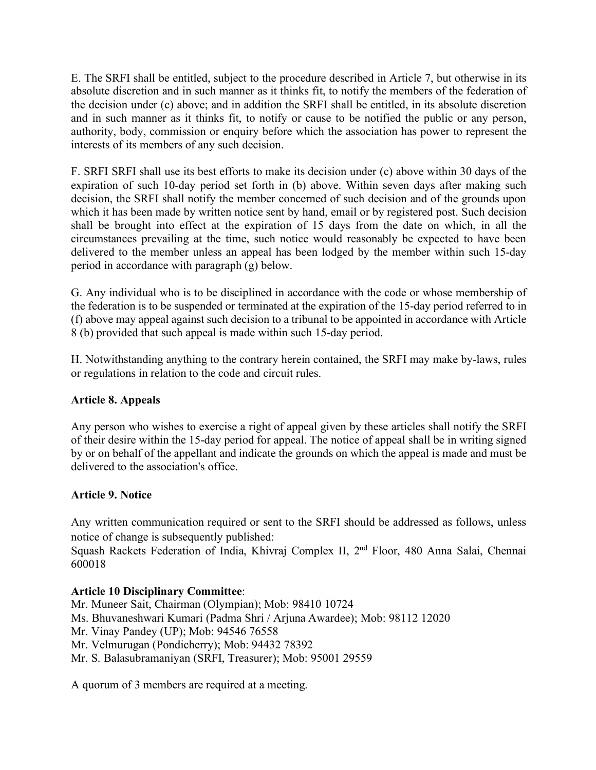E. The SRFI shall be entitled, subject to the procedure described in Article 7, but otherwise in its absolute discretion and in such manner as it thinks fit, to notify the members of the federation of the decision under (c) above; and in addition the SRFI shall be entitled, in its absolute discretion and in such manner as it thinks fit, to notify or cause to be notified the public or any person, authority, body, commission or enquiry before which the association has power to represent the interests of its members of any such decision.

F. SRFI SRFI shall use its best efforts to make its decision under (c) above within 30 days of the expiration of such 10-day period set forth in (b) above. Within seven days after making such decision, the SRFI shall notify the member concerned of such decision and of the grounds upon which it has been made by written notice sent by hand, email or by registered post. Such decision shall be brought into effect at the expiration of 15 days from the date on which, in all the circumstances prevailing at the time, such notice would reasonably be expected to have been delivered to the member unless an appeal has been lodged by the member within such 15-day period in accordance with paragraph (g) below.

G. Any individual who is to be disciplined in accordance with the code or whose membership of the federation is to be suspended or terminated at the expiration of the 15-day period referred to in (f) above may appeal against such decision to a tribunal to be appointed in accordance with Article 8 (b) provided that such appeal is made within such 15-day period.

H. Notwithstanding anything to the contrary herein contained, the SRFI may make by-laws, rules or regulations in relation to the code and circuit rules.

**Article 8. Appeals**

Any person who wishes to exercise a right of appeal given by these articles shall notify the SRFI of their desire within the 15-day period for appeal. The notice of appeal shall be in writing signed by or on behalf of the appellant and indicate the grounds on which the appeal is made and must be delivered to the association's office.

**Article 9. Notice**

Any written communication required or sent to the SRFI should be addressed as follows, unless notice of change is subsequently published:
Squash Rackets Federation of India, Khivraj Complex II, 2nd Floor, 480 Anna Salai, Chennai 600018

**Article 10 Disciplinary Committee**:
Mr. Muneer Sait, Chairman (Olympian); Mob: 98410 10724
Ms. Bhuvaneshwari Kumari (Padma Shri / Arjuna Awardee); Mob: 98112 12020
Mr. Vinay Pandey (UP); Mob: 94546 76558
Mr. Velmurugan (Pondicherry); Mob: 94432 78392
Mr. S. Balasubramaniyan (SRFI, Treasurer); Mob: 95001 29559

A quorum of 3 members are required at a meeting.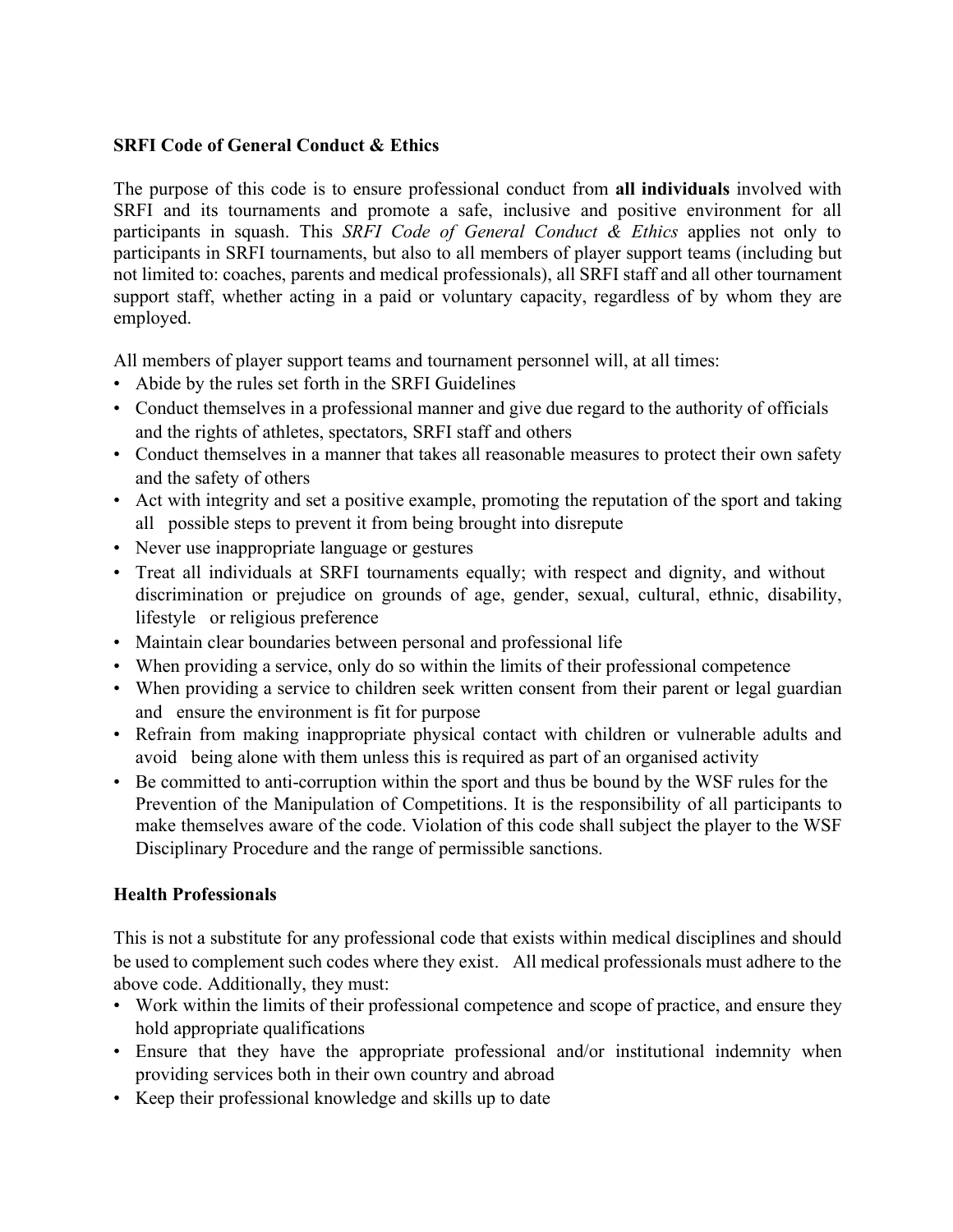**SRFI Code of General Conduct & Ethics**

The purpose of this code is to ensure professional conduct from **all individuals** involved with SRFI and its tournaments and promote a safe, inclusive and positive environment for all participants in squash. This *SRFI Code of General Conduct & Ethics* applies not only to participants in SRFI tournaments, but also to all members of player support teams (including but not limited to: coaches, parents and medical professionals), all SRFI staff and all other tournament support staff, whether acting in a paid or voluntary capacity, regardless of by whom they are employed.

All members of player support teams and tournament personnel will, at all times:

- Abide by the rules set forth in the SRFI Guidelines
- Conduct themselves in a professional manner and give due regard to the authority of officials and the rights of athletes, spectators, SRFI staff and others
- Conduct themselves in a manner that takes all reasonable measures to protect their own safety and the safety of others
- Act with integrity and set a positive example, promoting the reputation of the sport and taking all possible steps to prevent it from being brought into disrepute
- Never use inappropriate language or gestures
- Treat all individuals at SRFI tournaments equally; with respect and dignity, and without discrimination or prejudice on grounds of age, gender, sexual, cultural, ethnic, disability, lifestyle or religious preference
- Maintain clear boundaries between personal and professional life
- When providing a service, only do so within the limits of their professional competence
- When providing a service to children seek written consent from their parent or legal guardian and ensure the environment is fit for purpose
- Refrain from making inappropriate physical contact with children or vulnerable adults and avoid being alone with them unless this is required as part of an organised activity
- Be committed to anti-corruption within the sport and thus be bound by the WSF rules for the Prevention of the Manipulation of Competitions. It is the responsibility of all participants to make themselves aware of the code. Violation of this code shall subject the player to the WSF Disciplinary Procedure and the range of permissible sanctions.

**Health Professionals**

This is not a substitute for any professional code that exists within medical disciplines and should be used to complement such codes where they exist. All medical professionals must adhere to the above code. Additionally, they must:

- Work within the limits of their professional competence and scope of practice, and ensure they hold appropriate qualifications
- Ensure that they have the appropriate professional and/or institutional indemnity when providing services both in their own country and abroad
- Keep their professional knowledge and skills up to date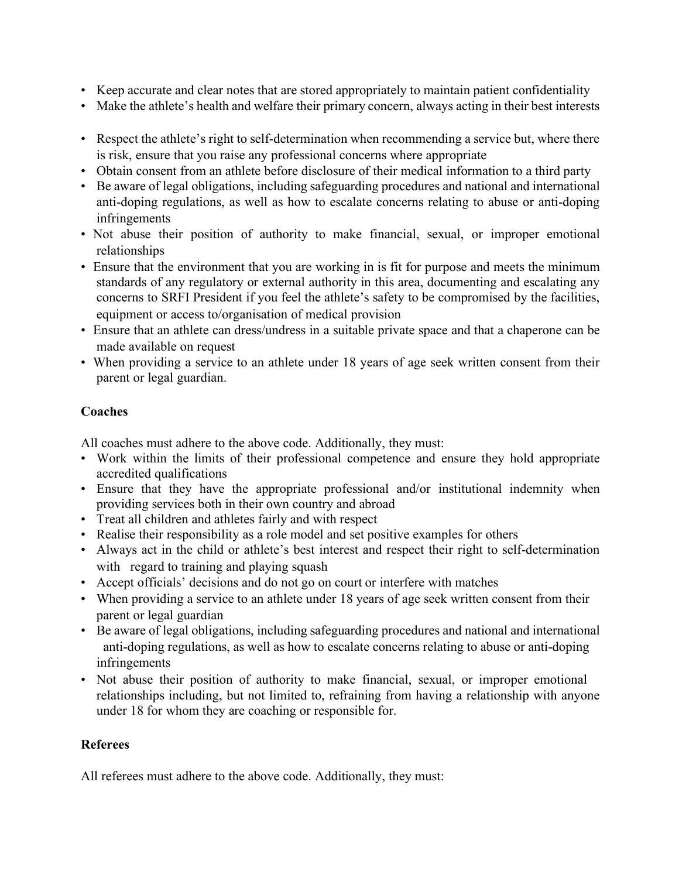- Keep accurate and clear notes that are stored appropriately to maintain patient confidentiality
- Make the athlete's health and welfare their primary concern, always acting in their best interests
- Respect the athlete's right to self-determination when recommending a service but, where there is risk, ensure that you raise any professional concerns where appropriate
- Obtain consent from an athlete before disclosure of their medical information to a third party
- Be aware of legal obligations, including safeguarding procedures and national and international anti-doping regulations, as well as how to escalate concerns relating to abuse or anti-doping infringements
- Not abuse their position of authority to make financial, sexual, or improper emotional relationships
- Ensure that the environment that you are working in is fit for purpose and meets the minimum standards of any regulatory or external authority in this area, documenting and escalating any concerns to SRFI President if you feel the athlete's safety to be compromised by the facilities, equipment or access to/organisation of medical provision
- Ensure that an athlete can dress/undress in a suitable private space and that a chaperone can be made available on request
- When providing a service to an athlete under 18 years of age seek written consent from their parent or legal guardian.

**Coaches**

All coaches must adhere to the above code. Additionally, they must:

- Work within the limits of their professional competence and ensure they hold appropriate accredited qualifications
- Ensure that they have the appropriate professional and/or institutional indemnity when providing services both in their own country and abroad
- Treat all children and athletes fairly and with respect
- Realise their responsibility as a role model and set positive examples for others
- Always act in the child or athlete's best interest and respect their right to self-determination with regard to training and playing squash
- Accept officials' decisions and do not go on court or interfere with matches
- When providing a service to an athlete under 18 years of age seek written consent from their parent or legal guardian
- Be aware of legal obligations, including safeguarding procedures and national and international anti-doping regulations, as well as how to escalate concerns relating to abuse or anti-doping infringements
- Not abuse their position of authority to make financial, sexual, or improper emotional relationships including, but not limited to, refraining from having a relationship with anyone under 18 for whom they are coaching or responsible for.

**Referees**

All referees must adhere to the above code. Additionally, they must: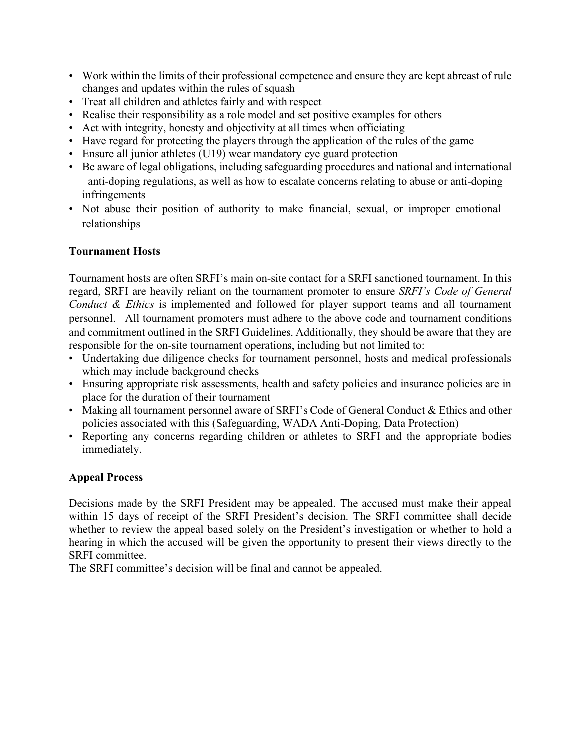- Work within the limits of their professional competence and ensure they are kept abreast of rule changes and updates within the rules of squash
- Treat all children and athletes fairly and with respect
- Realise their responsibility as a role model and set positive examples for others
- Act with integrity, honesty and objectivity at all times when officiating
- Have regard for protecting the players through the application of the rules of the game
- Ensure all junior athletes (U19) wear mandatory eye guard protection
- Be aware of legal obligations, including safeguarding procedures and national and international anti-doping regulations, as well as how to escalate concerns relating to abuse or anti-doping infringements
- Not abuse their position of authority to make financial, sexual, or improper emotional relationships

**Tournament Hosts**

Tournament hosts are often SRFI's main on-site contact for a SRFI sanctioned tournament. In this regard, SRFI are heavily reliant on the tournament promoter to ensure *SRFI's Code of General Conduct & Ethics* is implemented and followed for player support teams and all tournament personnel. All tournament promoters must adhere to the above code and tournament conditions and commitment outlined in the SRFI Guidelines. Additionally, they should be aware that they are responsible for the on-site tournament operations, including but not limited to:

- Undertaking due diligence checks for tournament personnel, hosts and medical professionals which may include background checks
- Ensuring appropriate risk assessments, health and safety policies and insurance policies are in place for the duration of their tournament
- Making all tournament personnel aware of SRFI's Code of General Conduct & Ethics and other policies associated with this (Safeguarding, WADA Anti-Doping, Data Protection)
- Reporting any concerns regarding children or athletes to SRFI and the appropriate bodies immediately.

**Appeal Process**

Decisions made by the SRFI President may be appealed. The accused must make their appeal within 15 days of receipt of the SRFI President's decision. The SRFI committee shall decide whether to review the appeal based solely on the President's investigation or whether to hold a hearing in which the accused will be given the opportunity to present their views directly to the SRFI committee.

The SRFI committee's decision will be final and cannot be appealed.